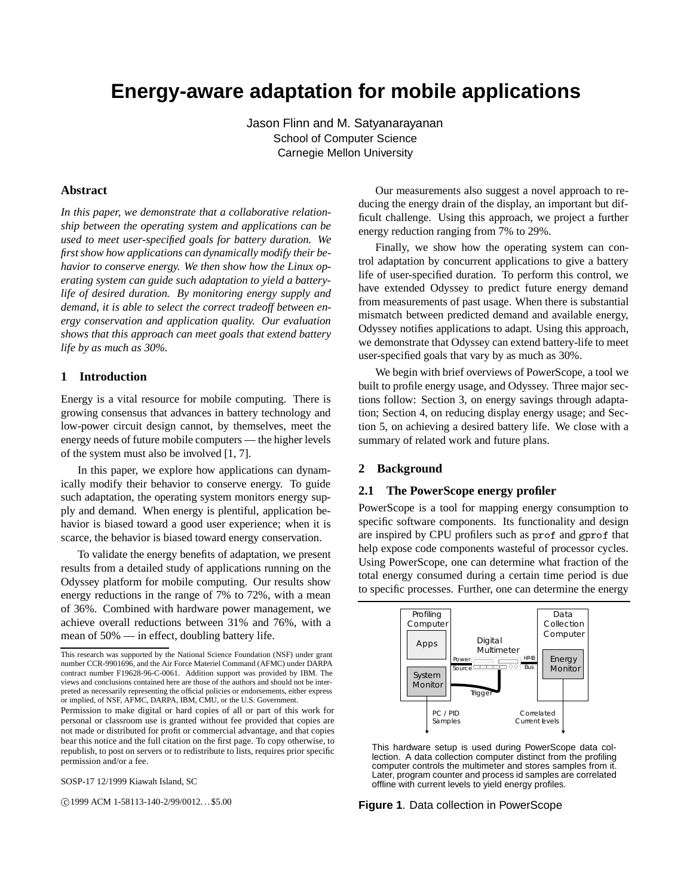# Energy-aware adaptation for mobile applications

Jason Flinn and M. Satyanarayanan
School of Computer Science
Carnegie Mellon University

## Abstract

*In this paper, we demonstrate that a collaborative relationship between the operating system and applications can be used to meet user-specified goals for battery duration. We first show how applications can dynamically modify their behavior to conserve energy. We then show how the Linux operating system can guide such adaptation to yield a battery-life of desired duration. By monitoring energy supply and demand, it is able to select the correct tradeoff between energy conservation and application quality. Our evaluation shows that this approach can meet goals that extend battery life by as much as 30%.*

## 1 Introduction

Energy is a vital resource for mobile computing. There is growing consensus that advances in battery technology and low-power circuit design cannot, by themselves, meet the energy needs of future mobile computers — the higher levels of the system must also be involved [1, 7].

In this paper, we explore how applications can dynamically modify their behavior to conserve energy. To guide such adaptation, the operating system monitors energy supply and demand. When energy is plentiful, application behavior is biased toward a good user experience; when it is scarce, the behavior is biased toward energy conservation.

To validate the energy benefits of adaptation, we present results from a detailed study of applications running on the Odyssey platform for mobile computing. Our results show energy reductions in the range of 7% to 72%, with a mean of 36%. Combined with hardware power management, we achieve overall reductions between 31% and 76%, with a mean of 50% — in effect, doubling battery life.

This research was supported by the National Science Foundation (NSF) under grant number CCR-9901696, and the Air Force Materiel Command (AFMC) under DARPA contract number F19628-96-C-0061. Addition support was provided by IBM. The views and conclusions contained here are those of the authors and should not be interpreted as necessarily representing the official policies or endorsements, either express or implied, of NSF, AFMC, DARPA, IBM, CMU, or the U.S. Government.

Permission to make digital or hard copies of all or part of this work for personal or classroom use is granted without fee provided that copies are not made or distributed for profit or commercial advantage, and that copies bear this notice and the full citation on the first page. To copy otherwise, to republish, to post on servers or to redistribute to lists, requires prior specific permission and/or a fee.

SOSP-17 12/1999 Kiawah Island, SC

©1999 ACM 1-58113-140-2/99/0012…$5.00

Our measurements also suggest a novel approach to reducing the energy drain of the display, an important but difficult challenge. Using this approach, we project a further energy reduction ranging from 7% to 29%.

Finally, we show how the operating system can control adaptation by concurrent applications to give a battery life of user-specified duration. To perform this control, we have extended Odyssey to predict future energy demand from measurements of past usage. When there is substantial mismatch between predicted demand and available energy, Odyssey notifies applications to adapt. Using this approach, we demonstrate that Odyssey can extend battery-life to meet user-specified goals that vary by as much as 30%.

We begin with brief overviews of PowerScope, a tool we built to profile energy usage, and Odyssey. Three major sections follow: Section 3, on energy savings through adaptation; Section 4, on reducing display energy usage; and Section 5, on achieving a desired battery life. We close with a summary of related work and future plans.

## 2 Background

### 2.1 The PowerScope energy profiler

PowerScope is a tool for mapping energy consumption to specific software components. Its functionality and design are inspired by CPU profilers such as `prof` and `gprof` that help expose code components wasteful of processor cycles. Using PowerScope, one can determine what fraction of the total energy consumed during a certain time period is due to specific processes. Further, one can determine the energy

This hardware setup is used during PowerScope data collection. A data collection computer distinct from the profiling computer controls the multimeter and stores samples from it. Later, program counter and process id samples are correlated offline with current levels to yield energy profiles.

**Figure 1**. Data collection in PowerScope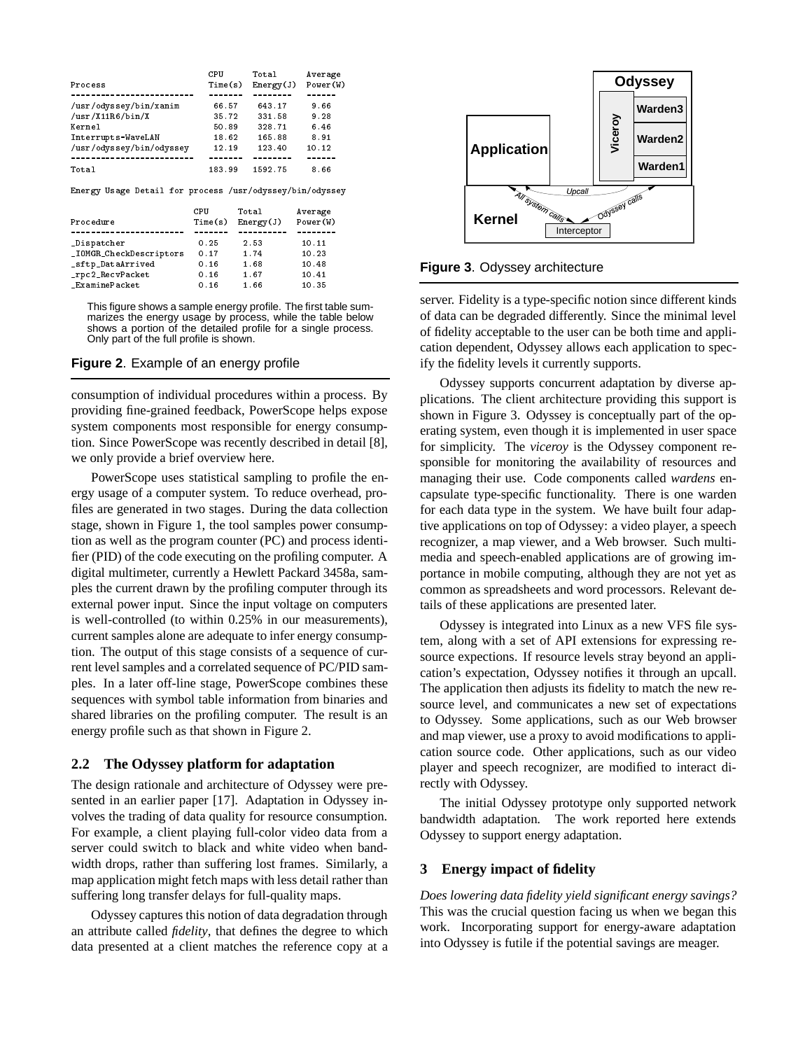| Process | CPU Time(s) | Total Energy(J) | Average Power(W) |
| --- | --- | --- | --- |
| /usr/odyssey/bin/xanim | 66.57 | 643.17 | 9.66 |
| /usr/X11R6/bin/X | 35.72 | 331.58 | 9.28 |
| Kernel | 50.89 | 328.71 | 6.46 |
| Interrupts-WaveLAN | 18.62 | 165.88 | 8.91 |
| /usr/odyssey/bin/odyssey | 12.19 | 123.40 | 10.12 |
| Total | 183.99 | 1592.75 | 8.66 |

Energy Usage Detail for process /usr/odyssey/bin/odyssey

| Procedure | CPU Time(s) | Total Energy(J) | Average Power(W) |
| --- | --- | --- | --- |
| _Dispatcher | 0.25 | 2.53 | 10.11 |
| _IOMGR_CheckDescriptors | 0.17 | 1.74 | 10.23 |
| _sftp_DataArrived | 0.16 | 1.68 | 10.48 |
| _rpc2_RecvPacket | 0.16 | 1.67 | 10.41 |
| _ExaminePacket | 0.16 | 1.66 | 10.35 |

This figure shows a sample energy profile. The first table summarizes the energy usage by process, while the table below shows a portion of the detailed profile for a single process. Only part of the full profile is shown.

**Figure 2**. Example of an energy profile

consumption of individual procedures within a process. By providing fine-grained feedback, PowerScope helps expose system components most responsible for energy consumption. Since PowerScope was recently described in detail [8], we only provide a brief overview here.

PowerScope uses statistical sampling to profile the energy usage of a computer system. To reduce overhead, profiles are generated in two stages. During the data collection stage, shown in Figure 1, the tool samples power consumption as well as the program counter (PC) and process identifier (PID) of the code executing on the profiling computer. A digital multimeter, currently a Hewlett Packard 3458a, samples the current drawn by the profiling computer through its external power input. Since the input voltage on computers is well-controlled (to within 0.25% in our measurements), current samples alone are adequate to infer energy consumption. The output of this stage consists of a sequence of current level samples and a correlated sequence of PC/PID samples. In a later off-line stage, PowerScope combines these sequences with symbol table information from binaries and shared libraries on the profiling computer. The result is an energy profile such as that shown in Figure 2.

## 2.2 The Odyssey platform for adaptation

The design rationale and architecture of Odyssey were presented in an earlier paper [17]. Adaptation in Odyssey involves the trading of data quality for resource consumption. For example, a client playing full-color video data from a server could switch to black and white video when bandwidth drops, rather than suffering lost frames. Similarly, a map application might fetch maps with less detail rather than suffering long transfer delays for full-quality maps.

Odyssey captures this notion of data degradation through an attribute called *fidelity*, that defines the degree to which data presented at a client matches the reference copy at a server. Fidelity is a type-specific notion since different kinds of data can be degraded differently. Since the minimal level of fidelity acceptable to the user can be both time and application dependent, Odyssey allows each application to specify the fidelity levels it currently supports.

Odyssey
Viceroy
Warden3
Warden2
Warden1
Application
Upcall
All system calls
Odyssey calls
Kernel
Interceptor

**Figure 3**. Odyssey architecture

Odyssey supports concurrent adaptation by diverse applications. The client architecture providing this support is shown in Figure 3. Odyssey is conceptually part of the operating system, even though it is implemented in user space for simplicity. The *viceroy* is the Odyssey component responsible for monitoring the availability of resources and managing their use. Code components called *wardens* encapsulate type-specific functionality. There is one warden for each data type in the system. We have built four adaptive applications on top of Odyssey: a video player, a speech recognizer, a map viewer, and a Web browser. Such multimedia and speech-enabled applications are of growing importance in mobile computing, although they are not yet as common as spreadsheets and word processors. Relevant details of these applications are presented later.

Odyssey is integrated into Linux as a new VFS file system, along with a set of API extensions for expressing resource expections. If resource levels stray beyond an application's expectation, Odyssey notifies it through an upcall. The application then adjusts its fidelity to match the new resource level, and communicates a new set of expectations to Odyssey. Some applications, such as our Web browser and map viewer, use a proxy to avoid modifications to application source code. Other applications, such as our video player and speech recognizer, are modified to interact directly with Odyssey.

The initial Odyssey prototype only supported network bandwidth adaptation. The work reported here extends Odyssey to support energy adaptation.

# 3 Energy impact of fidelity

*Does lowering data fidelity yield significant energy savings?* This was the crucial question facing us when we began this work. Incorporating support for energy-aware adaptation into Odyssey is futile if the potential savings are meager.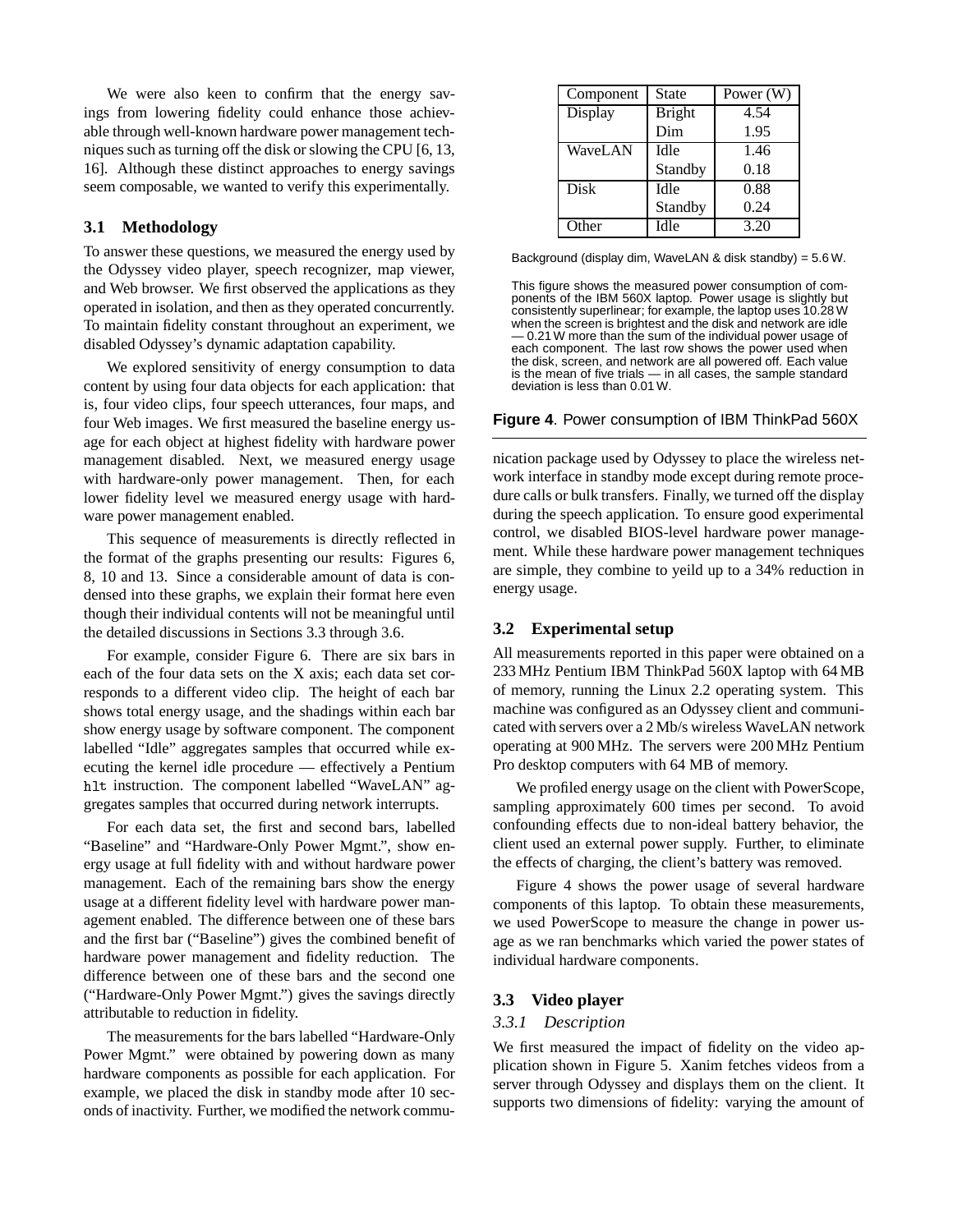We were also keen to confirm that the energy savings from lowering fidelity could enhance those achievable through well-known hardware power management techniques such as turning off the disk or slowing the CPU [6, 13, 16]. Although these distinct approaches to energy savings seem composable, we wanted to verify this experimentally.

### 3.1 Methodology

To answer these questions, we measured the energy used by the Odyssey video player, speech recognizer, map viewer, and Web browser. We first observed the applications as they operated in isolation, and then as they operated concurrently. To maintain fidelity constant throughout an experiment, we disabled Odyssey's dynamic adaptation capability.

We explored sensitivity of energy consumption to data content by using four data objects for each application: that is, four video clips, four speech utterances, four maps, and four Web images. We first measured the baseline energy usage for each object at highest fidelity with hardware power management disabled. Next, we measured energy usage with hardware-only power management. Then, for each lower fidelity level we measured energy usage with hardware power management enabled.

This sequence of measurements is directly reflected in the format of the graphs presenting our results: Figures 6, 8, 10 and 13. Since a considerable amount of data is condensed into these graphs, we explain their format here even though their individual contents will not be meaningful until the detailed discussions in Sections 3.3 through 3.6.

For example, consider Figure 6. There are six bars in each of the four data sets on the X axis; each data set corresponds to a different video clip. The height of each bar shows total energy usage, and the shadings within each bar show energy usage by software component. The component labelled "Idle" aggregates samples that occurred while executing the kernel idle procedure — effectively a Pentium `hlt` instruction. The component labelled "WaveLAN" aggregates samples that occurred during network interrupts.

For each data set, the first and second bars, labelled "Baseline" and "Hardware-Only Power Mgmt.", show energy usage at full fidelity with and without hardware power management. Each of the remaining bars show the energy usage at a different fidelity level with hardware power management enabled. The difference between one of these bars and the first bar ("Baseline") gives the combined benefit of hardware power management and fidelity reduction. The difference between one of these bars and the second one ("Hardware-Only Power Mgmt.") gives the savings directly attributable to reduction in fidelity.

The measurements for the bars labelled "Hardware-Only Power Mgmt." were obtained by powering down as many hardware components as possible for each application. For example, we placed the disk in standby mode after 10 seconds of inactivity. Further, we modified the network communication package used by Odyssey to place the wireless network interface in standby mode except during remote procedure calls or bulk transfers. Finally, we turned off the display during the speech application. To ensure good experimental control, we disabled BIOS-level hardware power management. While these hardware power management techniques are simple, they combine to yeild up to a 34% reduction in energy usage.

| Component | State | Power (W) |
|---|---|---|
| Display | Bright | 4.54 |
| | Dim | 1.95 |
| WaveLAN | Idle | 1.46 |
| | Standby | 0.18 |
| Disk | Idle | 0.88 |
| | Standby | 0.24 |
| Other | Idle | 3.20 |

Background (display dim, WaveLAN & disk standby) = 5.6 W.

This figure shows the measured power consumption of components of the IBM 560X laptop. Power usage is slightly but consistently superlinear; for example, the laptop uses 10.28 W when the screen is brightest and the disk and network are idle — 0.21 W more than the sum of the individual power usage of each component. The last row shows the power used when the disk, screen, and network are all powered off. Each value is the mean of five trials — in all cases, the sample standard deviation is less than 0.01 W.

**Figure 4**. Power consumption of IBM ThinkPad 560X

### 3.2 Experimental setup

All measurements reported in this paper were obtained on a 233 MHz Pentium IBM ThinkPad 560X laptop with 64 MB of memory, running the Linux 2.2 operating system. This machine was configured as an Odyssey client and communicated with servers over a 2 Mb/s wireless WaveLAN network operating at 900 MHz. The servers were 200 MHz Pentium Pro desktop computers with 64 MB of memory.

We profiled energy usage on the client with PowerScope, sampling approximately 600 times per second. To avoid confounding effects due to non-ideal battery behavior, the client used an external power supply. Further, to eliminate the effects of charging, the client's battery was removed.

Figure 4 shows the power usage of several hardware components of this laptop. To obtain these measurements, we used PowerScope to measure the change in power usage as we ran benchmarks which varied the power states of individual hardware components.

### 3.3 Video player

#### *3.3.1 Description*

We first measured the impact of fidelity on the video application shown in Figure 5. Xanim fetches videos from a server through Odyssey and displays them on the client. It supports two dimensions of fidelity: varying the amount of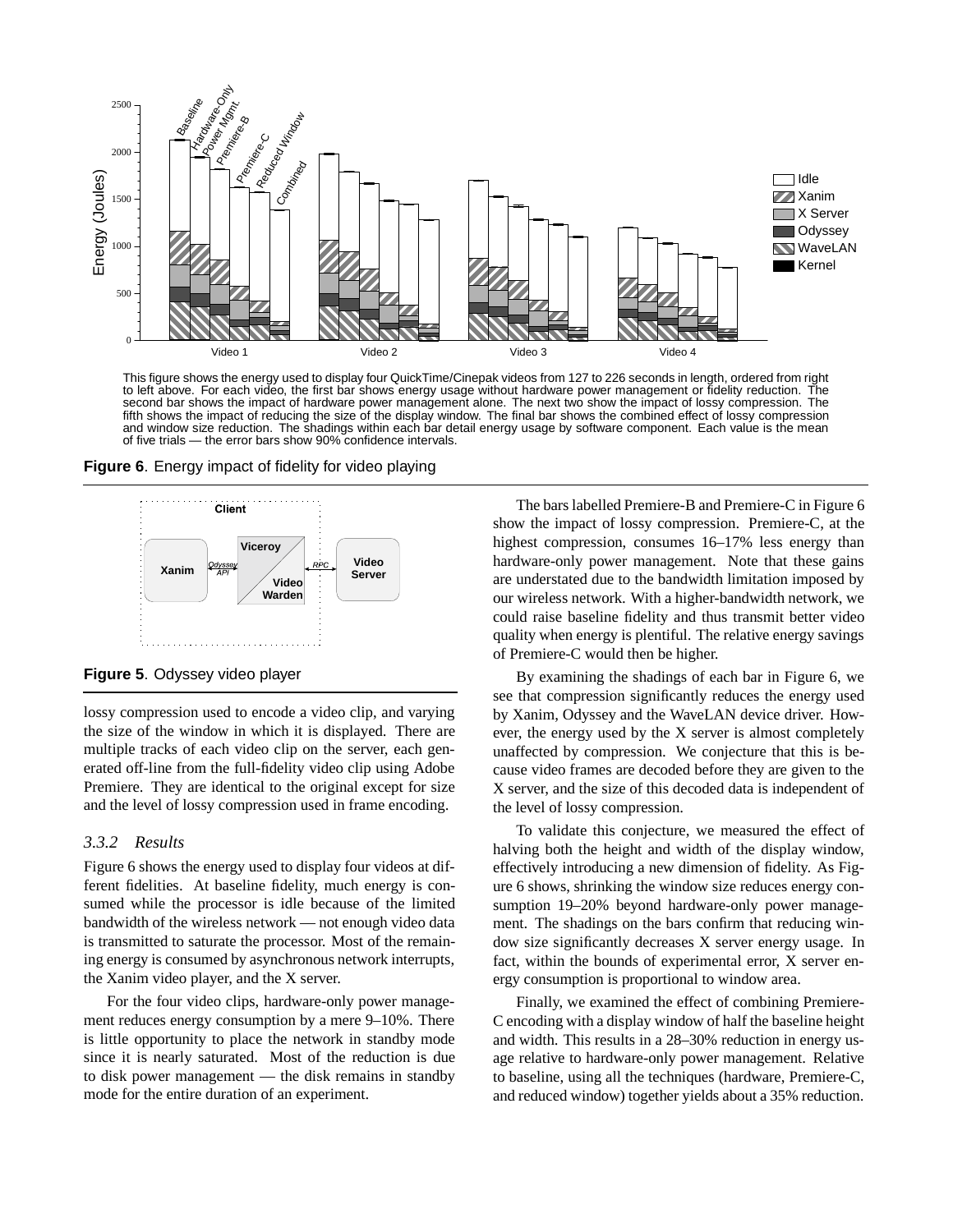This figure shows the energy used to display four QuickTime/Cinepak videos from 127 to 226 seconds in length, ordered from right to left above. For each video, the first bar shows energy usage without hardware power management or fidelity reduction. The second bar shows the impact of hardware power management alone. The next two show the impact of lossy compression. The fifth shows the impact of reducing the size of the display window. The final bar shows the combined effect of lossy compression and window size reduction. The shadings within each bar detail energy usage by software component. Each value is the mean of five trials — the error bars show 90% confidence intervals.

**Figure 6**. Energy impact of fidelity for video playing

**Figure 5**. Odyssey video player

lossy compression used to encode a video clip, and varying the size of the window in which it is displayed. There are multiple tracks of each video clip on the server, each generated off-line from the full-fidelity video clip using Adobe Premiere. They are identical to the original except for size and the level of lossy compression used in frame encoding.

### *3.3.2 Results*

Figure 6 shows the energy used to display four videos at different fidelities. At baseline fidelity, much energy is consumed while the processor is idle because of the limited bandwidth of the wireless network — not enough video data is transmitted to saturate the processor. Most of the remaining energy is consumed by asynchronous network interrupts, the Xanim video player, and the X server.

For the four video clips, hardware-only power management reduces energy consumption by a mere 9–10%. There is little opportunity to place the network in standby mode since it is nearly saturated. Most of the reduction is due to disk power management — the disk remains in standby mode for the entire duration of an experiment.

The bars labelled Premiere-B and Premiere-C in Figure 6 show the impact of lossy compression. Premiere-C, at the highest compression, consumes 16–17% less energy than hardware-only power management. Note that these gains are understated due to the bandwidth limitation imposed by our wireless network. With a higher-bandwidth network, we could raise baseline fidelity and thus transmit better video quality when energy is plentiful. The relative energy savings of Premiere-C would then be higher.

By examining the shadings of each bar in Figure 6, we see that compression significantly reduces the energy used by Xanim, Odyssey and the WaveLAN device driver. However, the energy used by the X server is almost completely unaffected by compression. We conjecture that this is because video frames are decoded before they are given to the X server, and the size of this decoded data is independent of the level of lossy compression.

To validate this conjecture, we measured the effect of halving both the height and width of the display window, effectively introducing a new dimension of fidelity. As Figure 6 shows, shrinking the window size reduces energy consumption 19–20% beyond hardware-only power management. The shadings on the bars confirm that reducing window size significantly decreases X server energy usage. In fact, within the bounds of experimental error, X server energy consumption is proportional to window area.

Finally, we examined the effect of combining Premiere-C encoding with a display window of half the baseline height and width. This results in a 28–30% reduction in energy usage relative to hardware-only power management. Relative to baseline, using all the techniques (hardware, Premiere-C, and reduced window) together yields about a 35% reduction.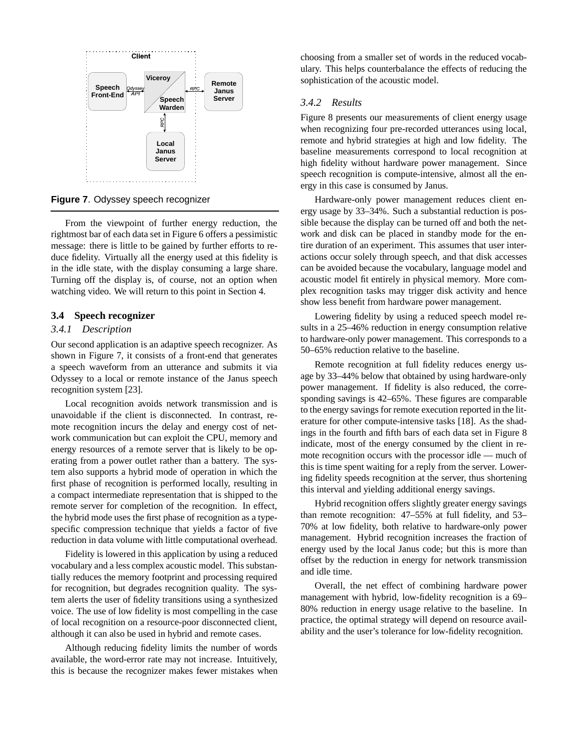Client

Speech Front-End

Odyssey API

Viceroy

Speech Warden

RPC

Remote Janus Server

RPC

Local Janus Server

**Figure 7**. Odyssey speech recognizer

From the viewpoint of further energy reduction, the rightmost bar of each data set in Figure 6 offers a pessimistic message: there is little to be gained by further efforts to reduce fidelity. Virtually all the energy used at this fidelity is in the idle state, with the display consuming a large share. Turning off the display is, of course, not an option when watching video. We will return to this point in Section 4.

## 3.4 Speech recognizer

### *3.4.1 Description*

Our second application is an adaptive speech recognizer. As shown in Figure 7, it consists of a front-end that generates a speech waveform from an utterance and submits it via Odyssey to a local or remote instance of the Janus speech recognition system [23].

Local recognition avoids network transmission and is unavoidable if the client is disconnected. In contrast, remote recognition incurs the delay and energy cost of network communication but can exploit the CPU, memory and energy resources of a remote server that is likely to be operating from a power outlet rather than a battery. The system also supports a hybrid mode of operation in which the first phase of recognition is performed locally, resulting in a compact intermediate representation that is shipped to the remote server for completion of the recognition. In effect, the hybrid mode uses the first phase of recognition as a type-specific compression technique that yields a factor of five reduction in data volume with little computational overhead.

Fidelity is lowered in this application by using a reduced vocabulary and a less complex acoustic model. This substantially reduces the memory footprint and processing required for recognition, but degrades recognition quality. The system alerts the user of fidelity transitions using a synthesized voice. The use of low fidelity is most compelling in the case of local recognition on a resource-poor disconnected client, although it can also be used in hybrid and remote cases.

Although reducing fidelity limits the number of words available, the word-error rate may not increase. Intuitively, this is because the recognizer makes fewer mistakes when choosing from a smaller set of words in the reduced vocabulary. This helps counterbalance the effects of reducing the sophistication of the acoustic model.

### *3.4.2 Results*

Figure 8 presents our measurements of client energy usage when recognizing four pre-recorded utterances using local, remote and hybrid strategies at high and low fidelity. The baseline measurements correspond to local recognition at high fidelity without hardware power management. Since speech recognition is compute-intensive, almost all the energy in this case is consumed by Janus.

Hardware-only power management reduces client energy usage by 33–34%. Such a substantial reduction is possible because the display can be turned off and both the network and disk can be placed in standby mode for the entire duration of an experiment. This assumes that user interactions occur solely through speech, and that disk accesses can be avoided because the vocabulary, language model and acoustic model fit entirely in physical memory. More complex recognition tasks may trigger disk activity and hence show less benefit from hardware power management.

Lowering fidelity by using a reduced speech model results in a 25–46% reduction in energy consumption relative to hardware-only power management. This corresponds to a 50–65% reduction relative to the baseline.

Remote recognition at full fidelity reduces energy usage by 33–44% below that obtained by using hardware-only power management. If fidelity is also reduced, the corresponding savings is 42–65%. These figures are comparable to the energy savings for remote execution reported in the literature for other compute-intensive tasks [18]. As the shadings in the fourth and fifth bars of each data set in Figure 8 indicate, most of the energy consumed by the client in remote recognition occurs with the processor idle — much of this is time spent waiting for a reply from the server. Lowering fidelity speeds recognition at the server, thus shortening this interval and yielding additional energy savings.

Hybrid recognition offers slightly greater energy savings than remote recognition: 47–55% at full fidelity, and 53–70% at low fidelity, both relative to hardware-only power management. Hybrid recognition increases the fraction of energy used by the local Janus code; but this is more than offset by the reduction in energy for network transmission and idle time.

Overall, the net effect of combining hardware power management with hybrid, low-fidelity recognition is a 69–80% reduction in energy usage relative to the baseline. In practice, the optimal strategy will depend on resource availability and the user's tolerance for low-fidelity recognition.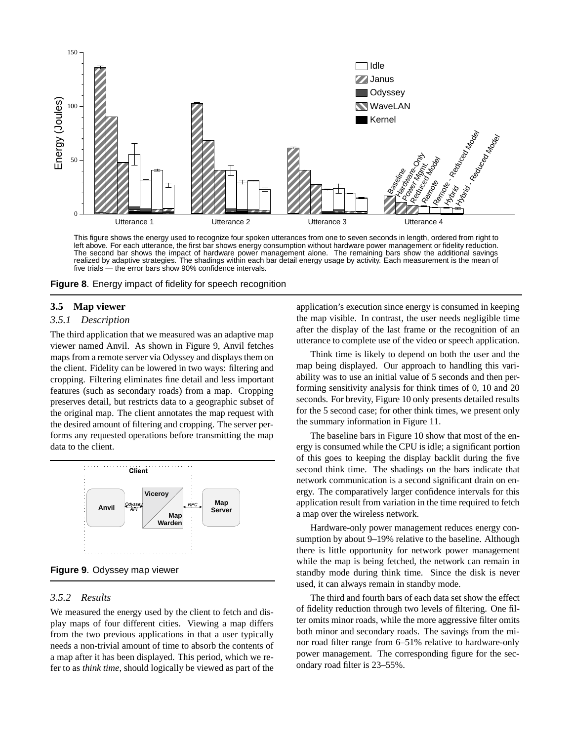This figure shows the energy used to recognize four spoken utterances from one to seven seconds in length, ordered from right to left above. For each utterance, the first bar shows energy consumption without hardware power management or fidelity reduction. The second bar shows the impact of hardware power management alone. The remaining bars show the additional savings realized by adaptive strategies. The shadings within each bar detail energy usage by activity. Each measurement is the mean of five trials — the error bars show 90% confidence intervals.

**Figure 8**. Energy impact of fidelity for speech recognition

### 3.5 Map viewer

#### *3.5.1 Description*

The third application that we measured was an adaptive map viewer named Anvil. As shown in Figure 9, Anvil fetches maps from a remote server via Odyssey and displays them on the client. Fidelity can be lowered in two ways: filtering and cropping. Filtering eliminates fine detail and less important features (such as secondary roads) from a map. Cropping preserves detail, but restricts data to a geographic subset of the original map. The client annotates the map request with the desired amount of filtering and cropping. The server performs any requested operations before transmitting the map data to the client.

**Figure 9**. Odyssey map viewer

#### *3.5.2 Results*

We measured the energy used by the client to fetch and display maps of four different cities. Viewing a map differs from the two previous applications in that a user typically needs a non-trivial amount of time to absorb the contents of a map after it has been displayed. This period, which we refer to as *think time*, should logically be viewed as part of the application's execution since energy is consumed in keeping the map visible. In contrast, the user needs negligible time after the display of the last frame or the recognition of an utterance to complete use of the video or speech application.

Think time is likely to depend on both the user and the map being displayed. Our approach to handling this variability was to use an initial value of 5 seconds and then performing sensitivity analysis for think times of 0, 10 and 20 seconds. For brevity, Figure 10 only presents detailed results for the 5 second case; for other think times, we present only the summary information in Figure 11.

The baseline bars in Figure 10 show that most of the energy is consumed while the CPU is idle; a significant portion of this goes to keeping the display backlit during the five second think time. The shadings on the bars indicate that network communication is a second significant drain on energy. The comparatively larger confidence intervals for this application result from variation in the time required to fetch a map over the wireless network.

Hardware-only power management reduces energy consumption by about 9–19% relative to the baseline. Although there is little opportunity for network power management while the map is being fetched, the network can remain in standby mode during think time. Since the disk is never used, it can always remain in standby mode.

The third and fourth bars of each data set show the effect of fidelity reduction through two levels of filtering. One filter omits minor roads, while the more aggressive filter omits both minor and secondary roads. The savings from the minor road filter range from 6–51% relative to hardware-only power management. The corresponding figure for the secondary road filter is 23–55%.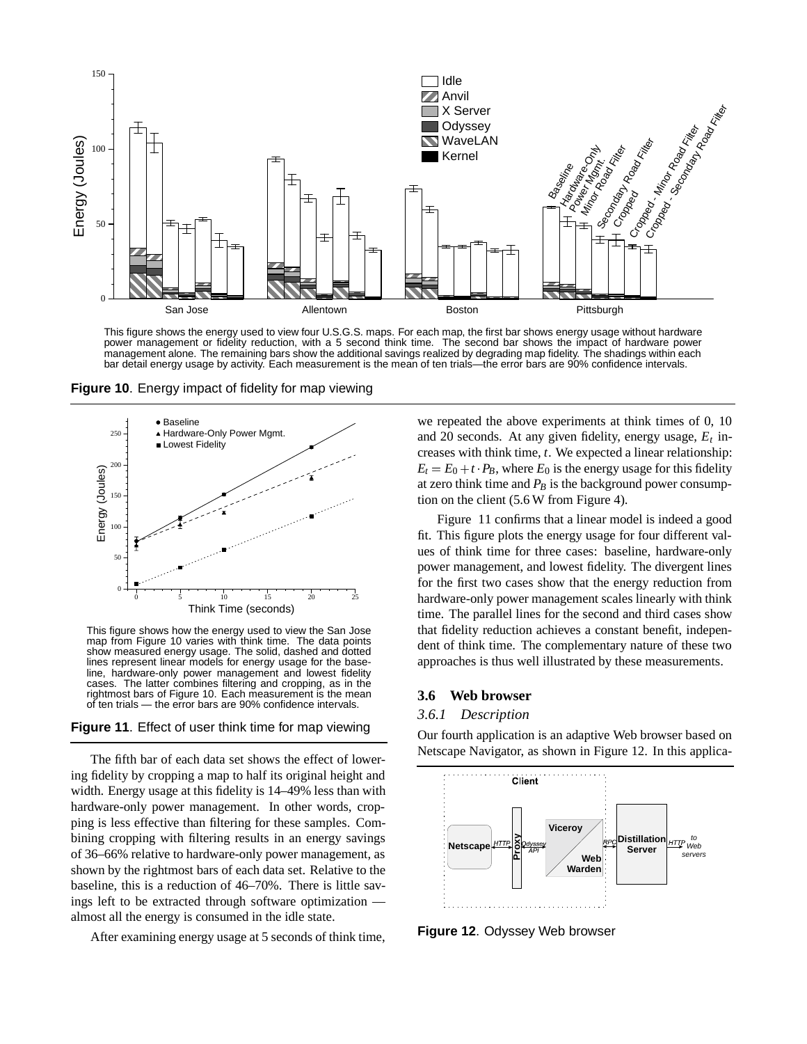This figure shows the energy used to view four U.S.G.S. maps. For each map, the first bar shows energy usage without hardware power management or fidelity reduction, with a 5 second think time. The second bar shows the impact of hardware power management alone. The remaining bars show the additional savings realized by degrading map fidelity. The shadings within each bar detail energy usage by activity. Each measurement is the mean of ten trials—the error bars are 90% confidence intervals.

**Figure 10**. Energy impact of fidelity for map viewing

This figure shows how the energy used to view the San Jose map from Figure 10 varies with think time. The data points show measured energy usage. The solid, dashed and dotted lines represent linear models for energy usage for the baseline, hardware-only power management and lowest fidelity cases. The latter combines filtering and cropping, as in the rightmost bars of Figure 10. Each measurement is the mean of ten trials — the error bars are 90% confidence intervals.

**Figure 11**. Effect of user think time for map viewing

The fifth bar of each data set shows the effect of lowering fidelity by cropping a map to half its original height and width. Energy usage at this fidelity is 14–49% less than with hardware-only power management. In other words, cropping is less effective than filtering for these samples. Combining cropping with filtering results in an energy savings of 36–66% relative to hardware-only power management, as shown by the rightmost bars of each data set. Relative to the baseline, this is a reduction of 46–70%. There is little savings left to be extracted through software optimization — almost all the energy is consumed in the idle state.

After examining energy usage at 5 seconds of think time, we repeated the above experiments at think times of 0, 10 and 20 seconds. At any given fidelity, energy usage, $E_t$ increases with think time, $t$. We expected a linear relationship: $E_t = E_0 + t \cdot P_B$, where $E_0$ is the energy usage for this fidelity at zero think time and $P_B$ is the background power consumption on the client (5.6 W from Figure 4).

Figure 11 confirms that a linear model is indeed a good fit. This figure plots the energy usage for four different values of think time for three cases: baseline, hardware-only power management, and lowest fidelity. The divergent lines for the first two cases show that the energy reduction from hardware-only power management scales linearly with think time. The parallel lines for the second and third cases show that fidelity reduction achieves a constant benefit, independent of think time. The complementary nature of these two approaches is thus well illustrated by these measurements.

## 3.6 Web browser

### 3.6.1 *Description*

Our fourth application is an adaptive Web browser based on Netscape Navigator, as shown in Figure 12. In this applica-

**Figure 12**. Odyssey Web browser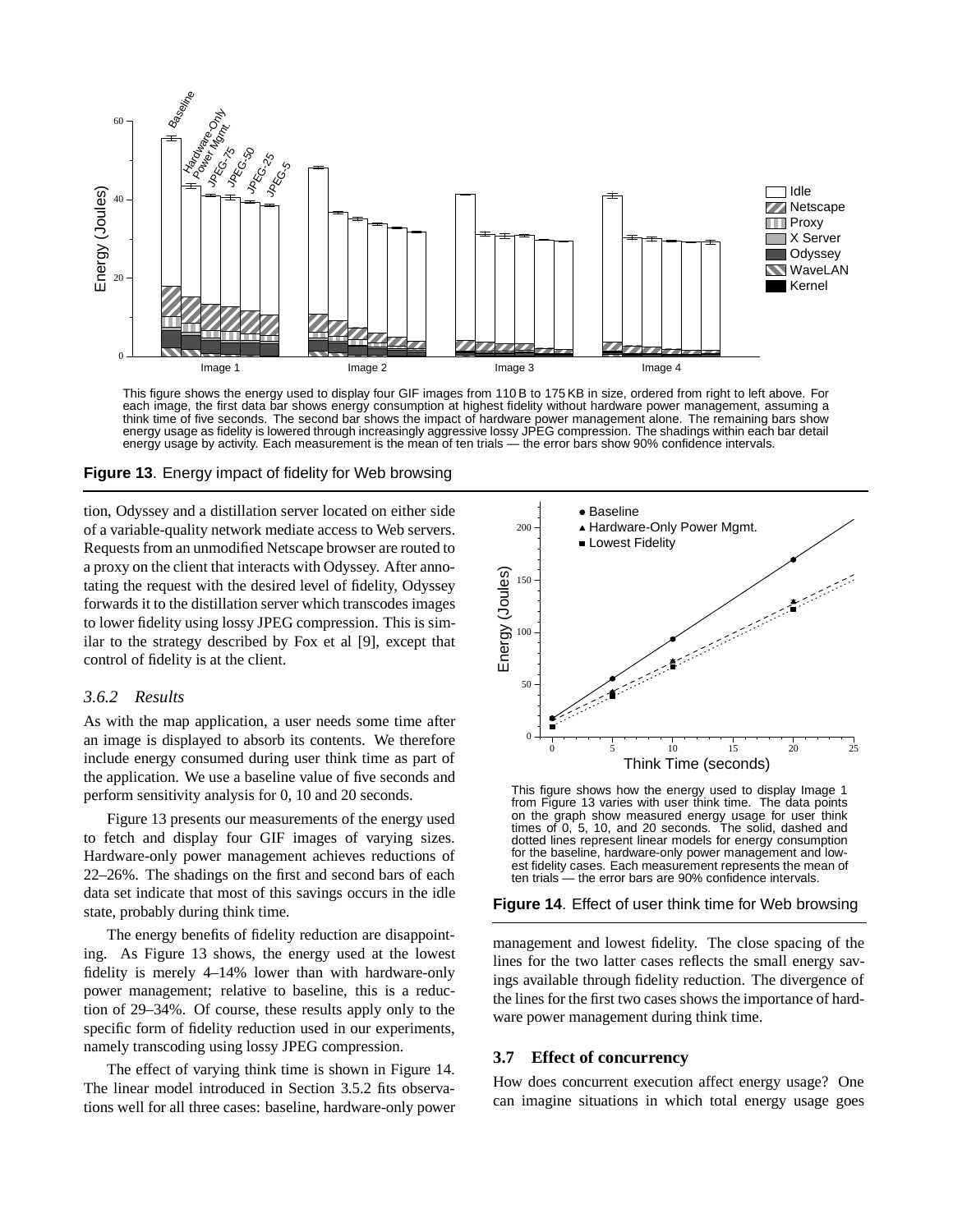This figure shows the energy used to display four GIF images from 110 B to 175 KB in size, ordered from right to left above. For each image, the first data bar shows energy consumption at highest fidelity without hardware power management, assuming a think time of five seconds. The second bar shows the impact of hardware power management alone. The remaining bars show energy usage as fidelity is lowered through increasingly aggressive lossy JPEG compression. The shadings within each bar detail energy usage by activity. Each measurement is the mean of ten trials — the error bars show 90% confidence intervals.

**Figure 13**. Energy impact of fidelity for Web browsing

tion, Odyssey and a distillation server located on either side of a variable-quality network mediate access to Web servers. Requests from an unmodified Netscape browser are routed to a proxy on the client that interacts with Odyssey. After annotating the request with the desired level of fidelity, Odyssey forwards it to the distillation server which transcodes images to lower fidelity using lossy JPEG compression. This is similar to the strategy described by Fox et al [9], except that control of fidelity is at the client.

### *3.6.2 Results*

As with the map application, a user needs some time after an image is displayed to absorb its contents. We therefore include energy consumed during user think time as part of the application. We use a baseline value of five seconds and perform sensitivity analysis for 0, 10 and 20 seconds.

Figure 13 presents our measurements of the energy used to fetch and display four GIF images of varying sizes. Hardware-only power management achieves reductions of 22–26%. The shadings on the first and second bars of each data set indicate that most of this savings occurs in the idle state, probably during think time.

The energy benefits of fidelity reduction are disappointing. As Figure 13 shows, the energy used at the lowest fidelity is merely 4–14% lower than with hardware-only power management; relative to baseline, this is a reduction of 29–34%. Of course, these results apply only to the specific form of fidelity reduction used in our experiments, namely transcoding using lossy JPEG compression.

The effect of varying think time is shown in Figure 14. The linear model introduced in Section 3.5.2 fits observations well for all three cases: baseline, hardware-only power management and lowest fidelity. The close spacing of the lines for the two latter cases reflects the small energy savings available through fidelity reduction. The divergence of the lines for the first two cases shows the importance of hardware power management during think time.

This figure shows how the energy used to display Image 1 from Figure 13 varies with user think time. The data points on the graph show measured energy usage for user think times of 0, 5, 10, and 20 seconds. The solid, dashed and dotted lines represent linear models for energy consumption for the baseline, hardware-only power management and lowest fidelity cases. Each measurement represents the mean of ten trials — the error bars are 90% confidence intervals.

**Figure 14**. Effect of user think time for Web browsing

## 3.7 Effect of concurrency

How does concurrent execution affect energy usage? One can imagine situations in which total energy usage goes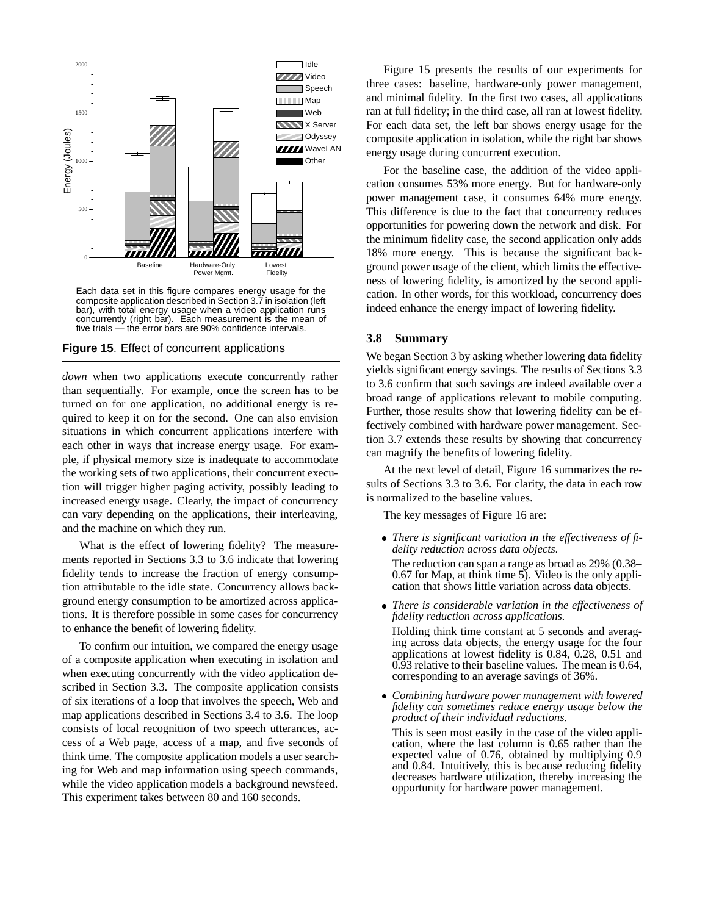Each data set in this figure compares energy usage for the composite application described in Section 3.7 in isolation (left bar), with total energy usage when a video application runs concurrently (right bar). Each measurement is the mean of five trials — the error bars are 90% confidence intervals.

**Figure 15**. Effect of concurrent applications

*down* when two applications execute concurrently rather than sequentially. For example, once the screen has to be turned on for one application, no additional energy is required to keep it on for the second. One can also envision situations in which concurrent applications interfere with each other in ways that increase energy usage. For example, if physical memory size is inadequate to accommodate the working sets of two applications, their concurrent execution will trigger higher paging activity, possibly leading to increased energy usage. Clearly, the impact of concurrency can vary depending on the applications, their interleaving, and the machine on which they run.

What is the effect of lowering fidelity? The measurements reported in Sections 3.3 to 3.6 indicate that lowering fidelity tends to increase the fraction of energy consumption attributable to the idle state. Concurrency allows background energy consumption to be amortized across applications. It is therefore possible in some cases for concurrency to enhance the benefit of lowering fidelity.

To confirm our intuition, we compared the energy usage of a composite application when executing in isolation and when executing concurrently with the video application described in Section 3.3. The composite application consists of six iterations of a loop that involves the speech, Web and map applications described in Sections 3.4 to 3.6. The loop consists of local recognition of two speech utterances, access of a Web page, access of a map, and five seconds of think time. The composite application models a user searching for Web and map information using speech commands, while the video application models a background newsfeed. This experiment takes between 80 and 160 seconds.

Figure 15 presents the results of our experiments for three cases: baseline, hardware-only power management, and minimal fidelity. In the first two cases, all applications ran at full fidelity; in the third case, all ran at lowest fidelity. For each data set, the left bar shows energy usage for the composite application in isolation, while the right bar shows energy usage during concurrent execution.

For the baseline case, the addition of the video application consumes 53% more energy. But for hardware-only power management case, it consumes 64% more energy. This difference is due to the fact that concurrency reduces opportunities for powering down the network and disk. For the minimum fidelity case, the second application only adds 18% more energy. This is because the significant background power usage of the client, which limits the effectiveness of lowering fidelity, is amortized by the second application. In other words, for this workload, concurrency does indeed enhance the energy impact of lowering fidelity.

### 3.8 Summary

We began Section 3 by asking whether lowering data fidelity yields significant energy savings. The results of Sections 3.3 to 3.6 confirm that such savings are indeed available over a broad range of applications relevant to mobile computing. Further, those results show that lowering fidelity can be effectively combined with hardware power management. Section 3.7 extends these results by showing that concurrency can magnify the benefits of lowering fidelity.

At the next level of detail, Figure 16 summarizes the results of Sections 3.3 to 3.6. For clarity, the data in each row is normalized to the baseline values.

The key messages of Figure 16 are:

- *There is significant variation in the effectiveness of fidelity reduction across data objects.*

  The reduction can span a range as broad as 29% (0.38–0.67 for Map, at think time 5). Video is the only application that shows little variation across data objects.

- *There is considerable variation in the effectiveness of fidelity reduction across applications.*

  Holding think time constant at 5 seconds and averaging across data objects, the energy usage for the four applications at lowest fidelity is 0.84, 0.28, 0.51 and 0.93 relative to their baseline values. The mean is 0.64, corresponding to an average savings of 36%.

- *Combining hardware power management with lowered fidelity can sometimes reduce energy usage below the product of their individual reductions.*

  This is seen most easily in the case of the video application, where the last column is 0.65 rather than the expected value of 0.76, obtained by multiplying 0.9 and 0.84. Intuitively, this is because reducing fidelity decreases hardware utilization, thereby increasing the opportunity for hardware power management.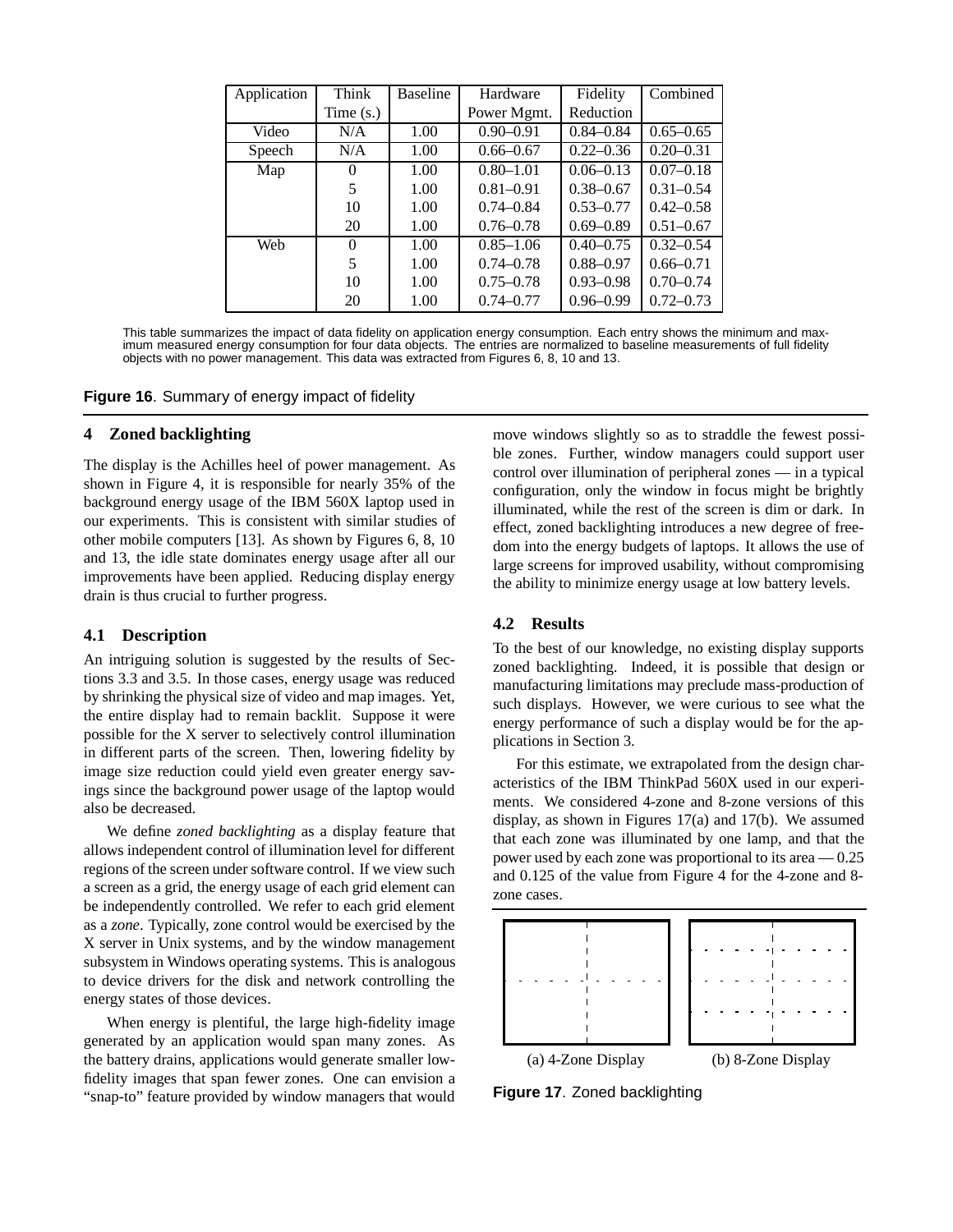| Application | Think Time (s.) | Baseline | Hardware Power Mgmt. | Fidelity Reduction | Combined |
|---|---|---|---|---|---|
| Video | N/A | 1.00 | 0.90–0.91 | 0.84–0.84 | 0.65–0.65 |
| Speech | N/A | 1.00 | 0.66–0.67 | 0.22–0.36 | 0.20–0.31 |
| Map | 0 | 1.00 | 0.80–1.01 | 0.06–0.13 | 0.07–0.18 |
| | 5 | 1.00 | 0.81–0.91 | 0.38–0.67 | 0.31–0.54 |
| | 10 | 1.00 | 0.74–0.84 | 0.53–0.77 | 0.42–0.58 |
| | 20 | 1.00 | 0.76–0.78 | 0.69–0.89 | 0.51–0.67 |
| Web | 0 | 1.00 | 0.85–1.06 | 0.40–0.75 | 0.32–0.54 |
| | 5 | 1.00 | 0.74–0.78 | 0.88–0.97 | 0.66–0.71 |
| | 10 | 1.00 | 0.75–0.78 | 0.93–0.98 | 0.70–0.74 |
| | 20 | 1.00 | 0.74–0.77 | 0.96–0.99 | 0.72–0.73 |

This table summarizes the impact of data fidelity on application energy consumption. Each entry shows the minimum and maximum measured energy consumption for four data objects. The entries are normalized to baseline measurements of full fidelity objects with no power management. This data was extracted from Figures 6, 8, 10 and 13.

**Figure 16**. Summary of energy impact of fidelity

## 4 Zoned backlighting

The display is the Achilles heel of power management. As shown in Figure 4, it is responsible for nearly 35% of the background energy usage of the IBM 560X laptop used in our experiments. This is consistent with similar studies of other mobile computers [13]. As shown by Figures 6, 8, 10 and 13, the idle state dominates energy usage after all our improvements have been applied. Reducing display energy drain is thus crucial to further progress.

### 4.1 Description

An intriguing solution is suggested by the results of Sections 3.3 and 3.5. In those cases, energy usage was reduced by shrinking the physical size of video and map images. Yet, the entire display had to remain backlit. Suppose it were possible for the X server to selectively control illumination in different parts of the screen. Then, lowering fidelity by image size reduction could yield even greater energy savings since the background power usage of the laptop would also be decreased.

We define *zoned backlighting* as a display feature that allows independent control of illumination level for different regions of the screen under software control. If we view such a screen as a grid, the energy usage of each grid element can be independently controlled. We refer to each grid element as a *zone*. Typically, zone control would be exercised by the X server in Unix systems, and by the window management subsystem in Windows operating systems. This is analogous to device drivers for the disk and network controlling the energy states of those devices.

When energy is plentiful, the large high-fidelity image generated by an application would span many zones. As the battery drains, applications would generate smaller low-fidelity images that span fewer zones. One can envision a "snap-to" feature provided by window managers that would move windows slightly so as to straddle the fewest possible zones. Further, window managers could support user control over illumination of peripheral zones — in a typical configuration, only the window in focus might be brightly illuminated, while the rest of the screen is dim or dark. In effect, zoned backlighting introduces a new degree of freedom into the energy budgets of laptops. It allows the use of large screens for improved usability, without compromising the ability to minimize energy usage at low battery levels.

### 4.2 Results

To the best of our knowledge, no existing display supports zoned backlighting. Indeed, it is possible that design or manufacturing limitations may preclude mass-production of such displays. However, we were curious to see what the energy performance of such a display would be for the applications in Section 3.

For this estimate, we extrapolated from the design characteristics of the IBM ThinkPad 560X used in our experiments. We considered 4-zone and 8-zone versions of this display, as shown in Figures 17(a) and 17(b). We assumed that each zone was illuminated by one lamp, and that the power used by each zone was proportional to its area — 0.25 and 0.125 of the value from Figure 4 for the 4-zone and 8-zone cases.

(a) 4-Zone Display (b) 8-Zone Display

**Figure 17**. Zoned backlighting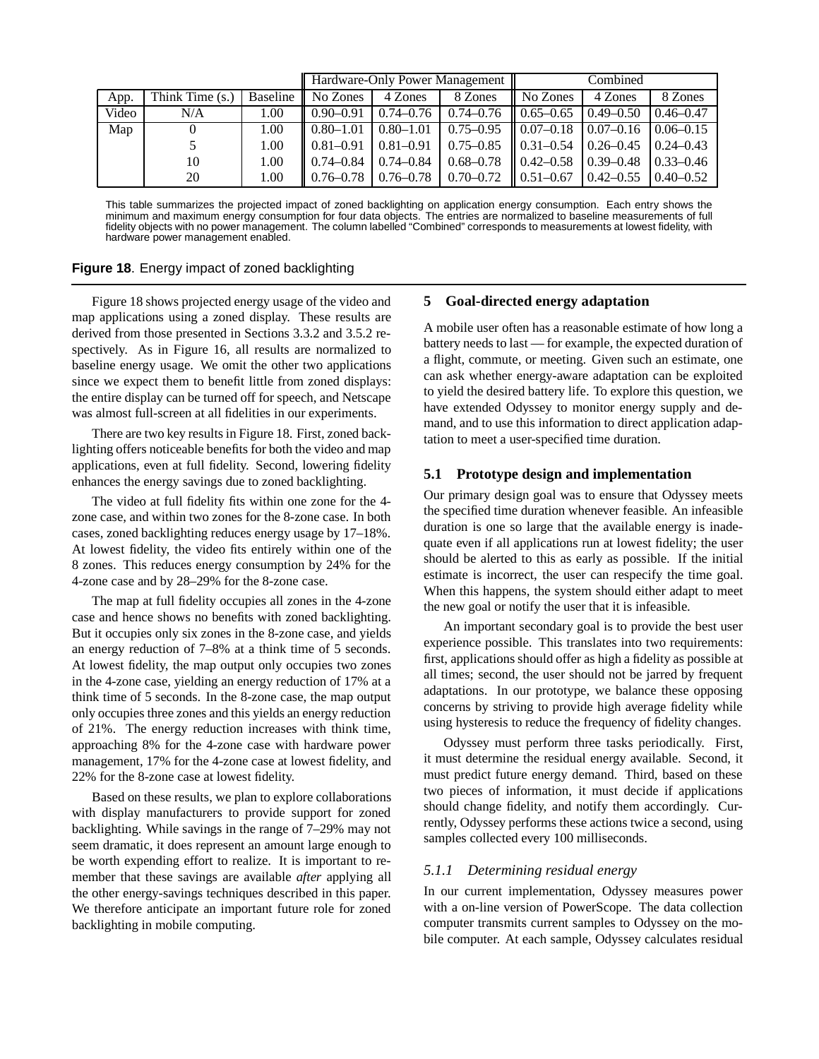| | | | Hardware-Only Power Management | | | Combined | | |
|---|---|---|---|---|---|---|---|---|
| App. | Think Time (s.) | Baseline | No Zones | 4 Zones | 8 Zones | No Zones | 4 Zones | 8 Zones |
| Video | N/A | 1.00 | 0.90–0.91 | 0.74–0.76 | 0.74–0.76 | 0.65–0.65 | 0.49–0.50 | 0.46–0.47 |
| Map | 0 | 1.00 | 0.80–1.01 | 0.80–1.01 | 0.75–0.95 | 0.07–0.18 | 0.07–0.16 | 0.06–0.15 |
| | 5 | 1.00 | 0.81–0.91 | 0.81–0.91 | 0.75–0.85 | 0.31–0.54 | 0.26–0.45 | 0.24–0.43 |
| | 10 | 1.00 | 0.74–0.84 | 0.74–0.84 | 0.68–0.78 | 0.42–0.58 | 0.39–0.48 | 0.33–0.46 |
| | 20 | 1.00 | 0.76–0.78 | 0.76–0.78 | 0.70–0.72 | 0.51–0.67 | 0.42–0.55 | 0.40–0.52 |

This table summarizes the projected impact of zoned backlighting on application energy consumption. Each entry shows the minimum and maximum energy consumption for four data objects. The entries are normalized to baseline measurements of full fidelity objects with no power management. The column labelled "Combined" corresponds to measurements at lowest fidelity, with hardware power management enabled.

**Figure 18**. Energy impact of zoned backlighting

Figure 18 shows projected energy usage of the video and map applications using a zoned display. These results are derived from those presented in Sections 3.3.2 and 3.5.2 respectively. As in Figure 16, all results are normalized to baseline energy usage. We omit the other two applications since we expect them to benefit little from zoned displays: the entire display can be turned off for speech, and Netscape was almost full-screen at all fidelities in our experiments.

There are two key results in Figure 18. First, zoned backlighting offers noticeable benefits for both the video and map applications, even at full fidelity. Second, lowering fidelity enhances the energy savings due to zoned backlighting.

The video at full fidelity fits within one zone for the 4-zone case, and within two zones for the 8-zone case. In both cases, zoned backlighting reduces energy usage by 17–18%. At lowest fidelity, the video fits entirely within one of the 8 zones. This reduces energy consumption by 24% for the 4-zone case and by 28–29% for the 8-zone case.

The map at full fidelity occupies all zones in the 4-zone case and hence shows no benefits with zoned backlighting. But it occupies only six zones in the 8-zone case, and yields an energy reduction of 7–8% at a think time of 5 seconds. At lowest fidelity, the map output only occupies two zones in the 4-zone case, yielding an energy reduction of 17% at a think time of 5 seconds. In the 8-zone case, the map output only occupies three zones and this yields an energy reduction of 21%. The energy reduction increases with think time, approaching 8% for the 4-zone case with hardware power management, 17% for the 4-zone case at lowest fidelity, and 22% for the 8-zone case at lowest fidelity.

Based on these results, we plan to explore collaborations with display manufacturers to provide support for zoned backlighting. While savings in the range of 7–29% may not seem dramatic, it does represent an amount large enough to be worth expending effort to realize. It is important to remember that these savings are available *after* applying all the other energy-savings techniques described in this paper. We therefore anticipate an important future role for zoned backlighting in mobile computing.

## 5 Goal-directed energy adaptation

A mobile user often has a reasonable estimate of how long a battery needs to last — for example, the expected duration of a flight, commute, or meeting. Given such an estimate, one can ask whether energy-aware adaptation can be exploited to yield the desired battery life. To explore this question, we have extended Odyssey to monitor energy supply and demand, and to use this information to direct application adaptation to meet a user-specified time duration.

### 5.1 Prototype design and implementation

Our primary design goal was to ensure that Odyssey meets the specified time duration whenever feasible. An infeasible duration is one so large that the available energy is inadequate even if all applications run at lowest fidelity; the user should be alerted to this as early as possible. If the initial estimate is incorrect, the user can respecify the time goal. When this happens, the system should either adapt to meet the new goal or notify the user that it is infeasible.

An important secondary goal is to provide the best user experience possible. This translates into two requirements: first, applications should offer as high a fidelity as possible at all times; second, the user should not be jarred by frequent adaptations. In our prototype, we balance these opposing concerns by striving to provide high average fidelity while using hysteresis to reduce the frequency of fidelity changes.

Odyssey must perform three tasks periodically. First, it must determine the residual energy available. Second, it must predict future energy demand. Third, based on these two pieces of information, it must decide if applications should change fidelity, and notify them accordingly. Currently, Odyssey performs these actions twice a second, using samples collected every 100 milliseconds.

#### *5.1.1 Determining residual energy*

In our current implementation, Odyssey measures power with a on-line version of PowerScope. The data collection computer transmits current samples to Odyssey on the mobile computer. At each sample, Odyssey calculates residual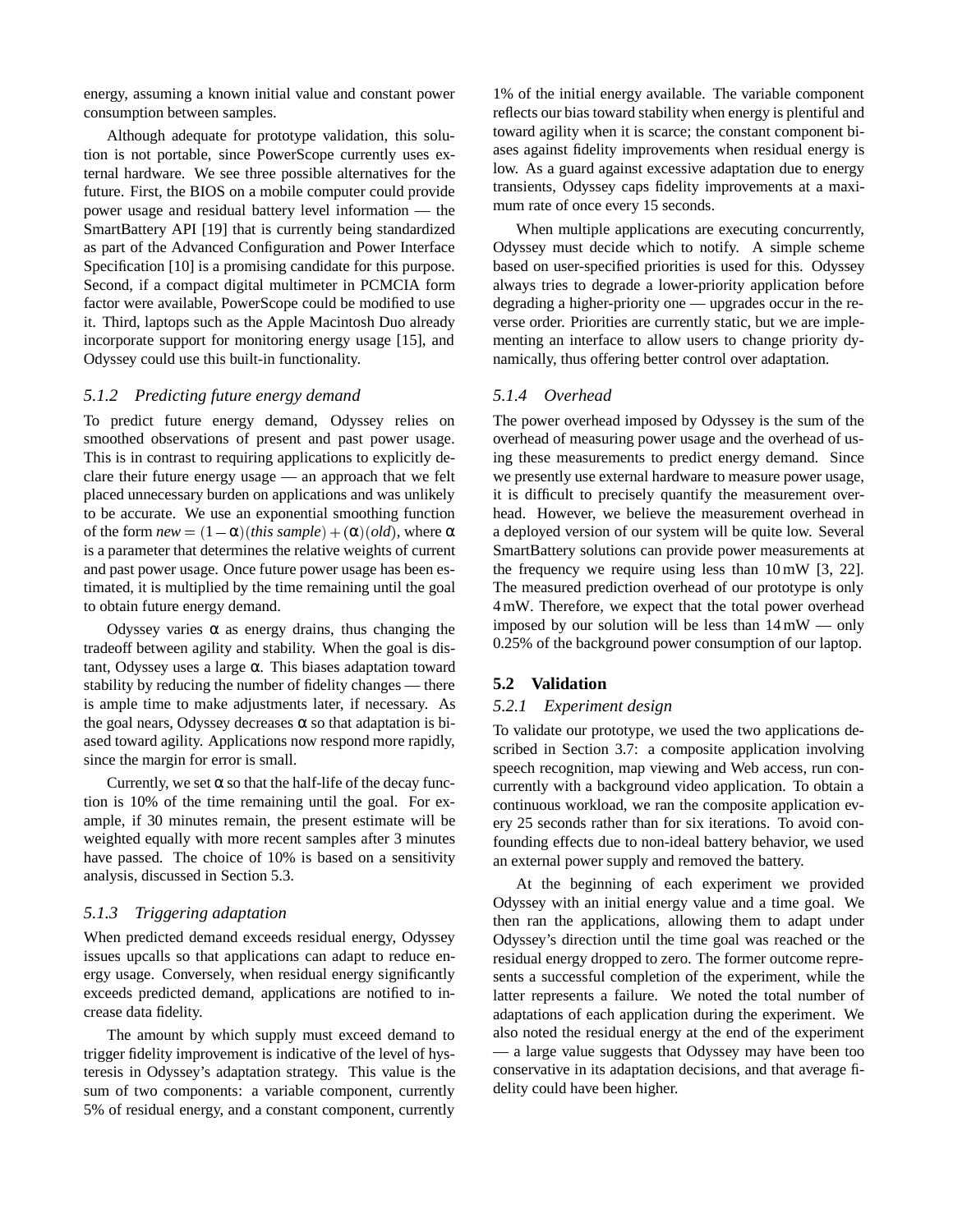energy, assuming a known initial value and constant power consumption between samples.

Although adequate for prototype validation, this solution is not portable, since PowerScope currently uses external hardware. We see three possible alternatives for the future. First, the BIOS on a mobile computer could provide power usage and residual battery level information — the SmartBattery API [19] that is currently being standardized as part of the Advanced Configuration and Power Interface Specification [10] is a promising candidate for this purpose. Second, if a compact digital multimeter in PCMCIA form factor were available, PowerScope could be modified to use it. Third, laptops such as the Apple Macintosh Duo already incorporate support for monitoring energy usage [15], and Odyssey could use this built-in functionality.

#### 5.1.2 Predicting future energy demand

To predict future energy demand, Odyssey relies on smoothed observations of present and past power usage. This is in contrast to requiring applications to explicitly declare their future energy usage — an approach that we felt placed unnecessary burden on applications and was unlikely to be accurate. We use an exponential smoothing function of the form $new = (1-\alpha)(this\ sample) + (\alpha)(old)$, where $\alpha$ is a parameter that determines the relative weights of current and past power usage. Once future power usage has been estimated, it is multiplied by the time remaining until the goal to obtain future energy demand.

Odyssey varies $\alpha$ as energy drains, thus changing the tradeoff between agility and stability. When the goal is distant, Odyssey uses a large $\alpha$. This biases adaptation toward stability by reducing the number of fidelity changes — there is ample time to make adjustments later, if necessary. As the goal nears, Odyssey decreases $\alpha$ so that adaptation is biased toward agility. Applications now respond more rapidly, since the margin for error is small.

Currently, we set $\alpha$ so that the half-life of the decay function is 10% of the time remaining until the goal. For example, if 30 minutes remain, the present estimate will be weighted equally with more recent samples after 3 minutes have passed. The choice of 10% is based on a sensitivity analysis, discussed in Section 5.3.

#### 5.1.3 Triggering adaptation

When predicted demand exceeds residual energy, Odyssey issues upcalls so that applications can adapt to reduce energy usage. Conversely, when residual energy significantly exceeds predicted demand, applications are notified to increase data fidelity.

The amount by which supply must exceed demand to trigger fidelity improvement is indicative of the level of hysteresis in Odyssey's adaptation strategy. This value is the sum of two components: a variable component, currently 5% of residual energy, and a constant component, currently 1% of the initial energy available. The variable component reflects our bias toward stability when energy is plentiful and toward agility when it is scarce; the constant component biases against fidelity improvements when residual energy is low. As a guard against excessive adaptation due to energy transients, Odyssey caps fidelity improvements at a maximum rate of once every 15 seconds.

When multiple applications are executing concurrently, Odyssey must decide which to notify. A simple scheme based on user-specified priorities is used for this. Odyssey always tries to degrade a lower-priority application before degrading a higher-priority one — upgrades occur in the reverse order. Priorities are currently static, but we are implementing an interface to allow users to change priority dynamically, thus offering better control over adaptation.

#### 5.1.4 Overhead

The power overhead imposed by Odyssey is the sum of the overhead of measuring power usage and the overhead of using these measurements to predict energy demand. Since we presently use external hardware to measure power usage, it is difficult to precisely quantify the measurement overhead. However, we believe the measurement overhead in a deployed version of our system will be quite low. Several SmartBattery solutions can provide power measurements at the frequency we require using less than 10 mW [3, 22]. The measured prediction overhead of our prototype is only 4 mW. Therefore, we expect that the total power overhead imposed by our solution will be less than 14 mW — only 0.25% of the background power consumption of our laptop.

### 5.2 Validation

#### 5.2.1 Experiment design

To validate our prototype, we used the two applications described in Section 3.7: a composite application involving speech recognition, map viewing and Web access, run concurrently with a background video application. To obtain a continuous workload, we ran the composite application every 25 seconds rather than for six iterations. To avoid confounding effects due to non-ideal battery behavior, we used an external power supply and removed the battery.

At the beginning of each experiment we provided Odyssey with an initial energy value and a time goal. We then ran the applications, allowing them to adapt under Odyssey's direction until the time goal was reached or the residual energy dropped to zero. The former outcome represents a successful completion of the experiment, while the latter represents a failure. We noted the total number of adaptations of each application during the experiment. We also noted the residual energy at the end of the experiment — a large value suggests that Odyssey may have been too conservative in its adaptation decisions, and that average fidelity could have been higher.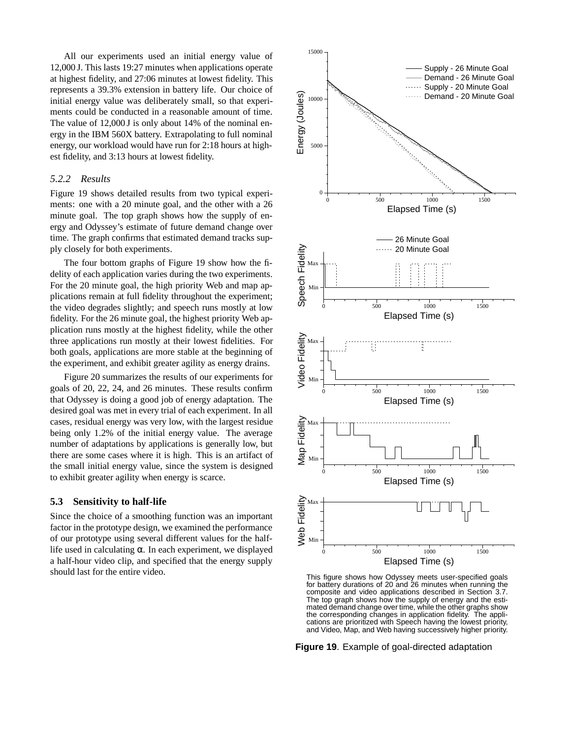All our experiments used an initial energy value of 12,000 J. This lasts 19:27 minutes when applications operate at highest fidelity, and 27:06 minutes at lowest fidelity. This represents a 39.3% extension in battery life. Our choice of initial energy value was deliberately small, so that experiments could be conducted in a reasonable amount of time. The value of 12,000 J is only about 14% of the nominal energy in the IBM 560X battery. Extrapolating to full nominal energy, our workload would have run for 2:18 hours at highest fidelity, and 3:13 hours at lowest fidelity.

### *5.2.2 Results*

Figure 19 shows detailed results from two typical experiments: one with a 20 minute goal, and the other with a 26 minute goal. The top graph shows how the supply of energy and Odyssey's estimate of future demand change over time. The graph confirms that estimated demand tracks supply closely for both experiments.

The four bottom graphs of Figure 19 show how the fidelity of each application varies during the two experiments. For the 20 minute goal, the high priority Web and map applications remain at full fidelity throughout the experiment; the video degrades slightly; and speech runs mostly at low fidelity. For the 26 minute goal, the highest priority Web application runs mostly at the highest fidelity, while the other three applications run mostly at their lowest fidelities. For both goals, applications are more stable at the beginning of the experiment, and exhibit greater agility as energy drains.

Figure 20 summarizes the results of our experiments for goals of 20, 22, 24, and 26 minutes. These results confirm that Odyssey is doing a good job of energy adaptation. The desired goal was met in every trial of each experiment. In all cases, residual energy was very low, with the largest residue being only 1.2% of the initial energy value. The average number of adaptations by applications is generally low, but there are some cases where it is high. This is an artifact of the small initial energy value, since the system is designed to exhibit greater agility when energy is scarce.

## 5.3 Sensitivity to half-life

Since the choice of a smoothing function was an important factor in the prototype design, we examined the performance of our prototype using several different values for the half-life used in calculating $\alpha$. In each experiment, we displayed a half-hour video clip, and specified that the energy supply should last for the entire video.

This figure shows how Odyssey meets user-specified goals for battery durations of 20 and 26 minutes when running the composite and video applications described in Section 3.7. The top graph shows how the supply of energy and the estimated demand change over time, while the other graphs show the corresponding changes in application fidelity. The applications are prioritized with Speech having the lowest priority, and Video, Map, and Web having successively higher priority.

**Figure 19**. Example of goal-directed adaptation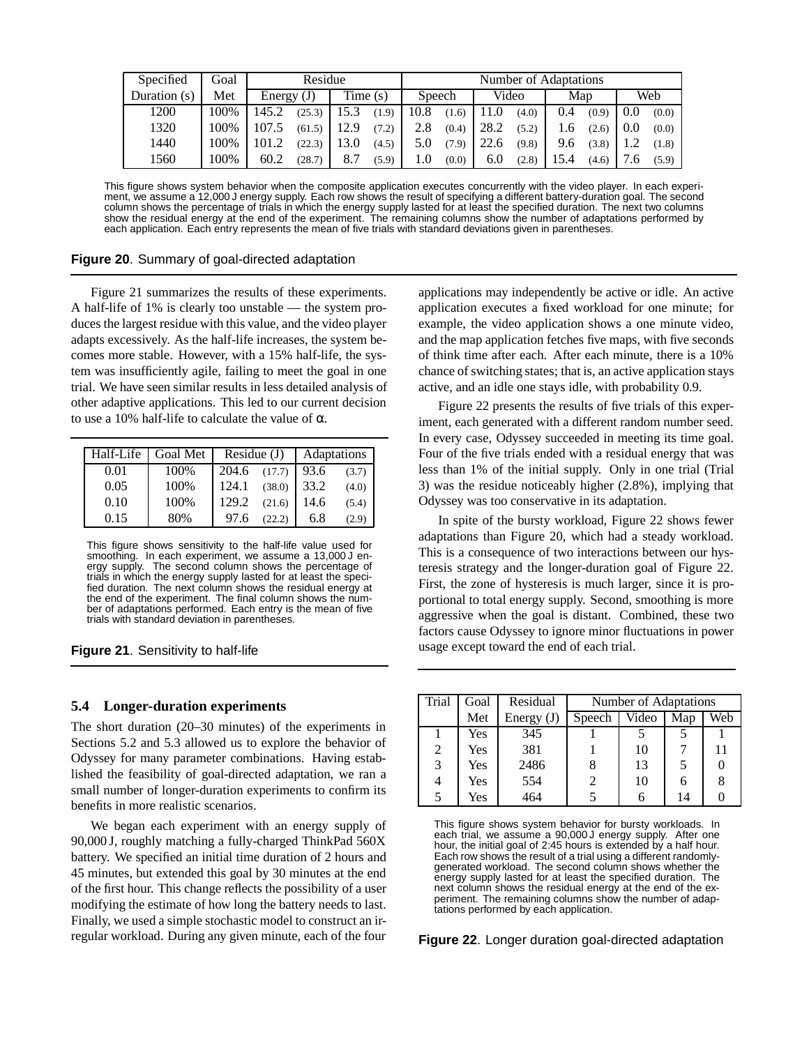| Specified | Goal | Residue | | | | Number of Adaptations | | | | | | | |
|---|---|---|---|---|---|---|---|---|---|---|---|---|---|
| Duration (s) | Met | Energy (J) | | Time (s) | | Speech | | Video | | Map | | Web | |
| 1200 | 100% | 145.2 | (25.3) | 15.3 | (1.9) | 10.8 | (1.6) | 11.0 | (4.0) | 0.4 | (0.9) | 0.0 | (0.0) |
| 1320 | 100% | 107.5 | (61.5) | 12.9 | (7.2) | 2.8 | (0.4) | 28.2 | (5.2) | 1.6 | (2.6) | 0.0 | (0.0) |
| 1440 | 100% | 101.2 | (22.3) | 13.0 | (4.5) | 5.0 | (7.9) | 22.6 | (9.8) | 9.6 | (3.8) | 1.2 | (1.8) |
| 1560 | 100% | 60.2 | (28.7) | 8.7 | (5.9) | 1.0 | (0.0) | 6.0 | (2.8) | 15.4 | (4.6) | 7.6 | (5.9) |

This figure shows system behavior when the composite application executes concurrently with the video player. In each experiment, we assume a 12,000 J energy supply. Each row shows the result of specifying a different battery-duration goal. The second column shows the percentage of trials in which the energy supply lasted for at least the specified duration. The next two columns show the residual energy at the end of the experiment. The remaining columns show the number of adaptations performed by each application. Each entry represents the mean of five trials with standard deviations given in parentheses.

**Figure 20**. Summary of goal-directed adaptation

Figure 21 summarizes the results of these experiments. A half-life of 1% is clearly too unstable — the system produces the largest residue with this value, and the video player adapts excessively. As the half-life increases, the system becomes more stable. However, with a 15% half-life, the system was insufficiently agile, failing to meet the goal in one trial. We have seen similar results in less detailed analysis of other adaptive applications. This led to our current decision to use a 10% half-life to calculate the value of $\alpha$.

| Half-Life | Goal Met | Residue (J) | | Adaptations | |
|---|---|---|---|---|---|
| 0.01 | 100% | 204.6 | (17.7) | 93.6 | (3.7) |
| 0.05 | 100% | 124.1 | (38.0) | 33.2 | (4.0) |
| 0.10 | 100% | 129.2 | (21.6) | 14.6 | (5.4) |
| 0.15 | 80% | 97.6 | (22.2) | 6.8 | (2.9) |

This figure shows sensitivity to the half-life value used for smoothing. In each experiment, we assume a 13,000 J energy supply. The second column shows the percentage of trials in which the energy supply lasted for at least the specified duration. The next column shows the residual energy at the end of the experiment. The final column shows the number of adaptations performed. Each entry is the mean of five trials with standard deviation in parentheses.

**Figure 21**. Sensitivity to half-life

### 5.4 Longer-duration experiments

The short duration (20–30 minutes) of the experiments in Sections 5.2 and 5.3 allowed us to explore the behavior of Odyssey for many parameter combinations. Having established the feasibility of goal-directed adaptation, we ran a small number of longer-duration experiments to confirm its benefits in more realistic scenarios.

We began each experiment with an energy supply of 90,000 J, roughly matching a fully-charged ThinkPad 560X battery. We specified an initial time duration of 2 hours and 45 minutes, but extended this goal by 30 minutes at the end of the first hour. This change reflects the possibility of a user modifying the estimate of how long the battery needs to last. Finally, we used a simple stochastic model to construct an irregular workload. During any given minute, each of the four applications may independently be active or idle. An active application executes a fixed workload for one minute; for example, the video application shows a one minute video, and the map application fetches five maps, with five seconds of think time after each. After each minute, there is a 10% chance of switching states; that is, an active application stays active, and an idle one stays idle, with probability 0.9.

Figure 22 presents the results of five trials of this experiment, each generated with a different random number seed. In every case, Odyssey succeeded in meeting its time goal. Four of the five trials ended with a residual energy that was less than 1% of the initial supply. Only in one trial (Trial 3) was the residue noticeably higher (2.8%), implying that Odyssey was too conservative in its adaptation.

In spite of the bursty workload, Figure 22 shows fewer adaptations than Figure 20, which had a steady workload. This is a consequence of two interactions between our hysteresis strategy and the longer-duration goal of Figure 22. First, the zone of hysteresis is much larger, since it is proportional to total energy supply. Second, smoothing is more aggressive when the goal is distant. Combined, these two factors cause Odyssey to ignore minor fluctuations in power usage except toward the end of each trial.

| Trial | Goal | Residual | Number of Adaptations | | | |
|---|---|---|---|---|---|---|
| | Met | Energy (J) | Speech | Video | Map | Web |
| 1 | Yes | 345 | 1 | 5 | 5 | 1 |
| 2 | Yes | 381 | 1 | 10 | 7 | 11 |
| 3 | Yes | 2486 | 8 | 13 | 5 | 0 |
| 4 | Yes | 554 | 2 | 10 | 6 | 8 |
| 5 | Yes | 464 | 5 | 6 | 14 | 0 |

This figure shows system behavior for bursty workloads. In each trial, we assume a 90,000 J energy supply. After one hour, the initial goal of 2:45 hours is extended by a half hour. Each row shows the result of a trial using a different randomly-generated workload. The second column shows whether the energy supply lasted for at least the specified duration. The next column shows the residual energy at the end of the experiment. The remaining columns show the number of adaptations performed by each application.

**Figure 22**. Longer duration goal-directed adaptation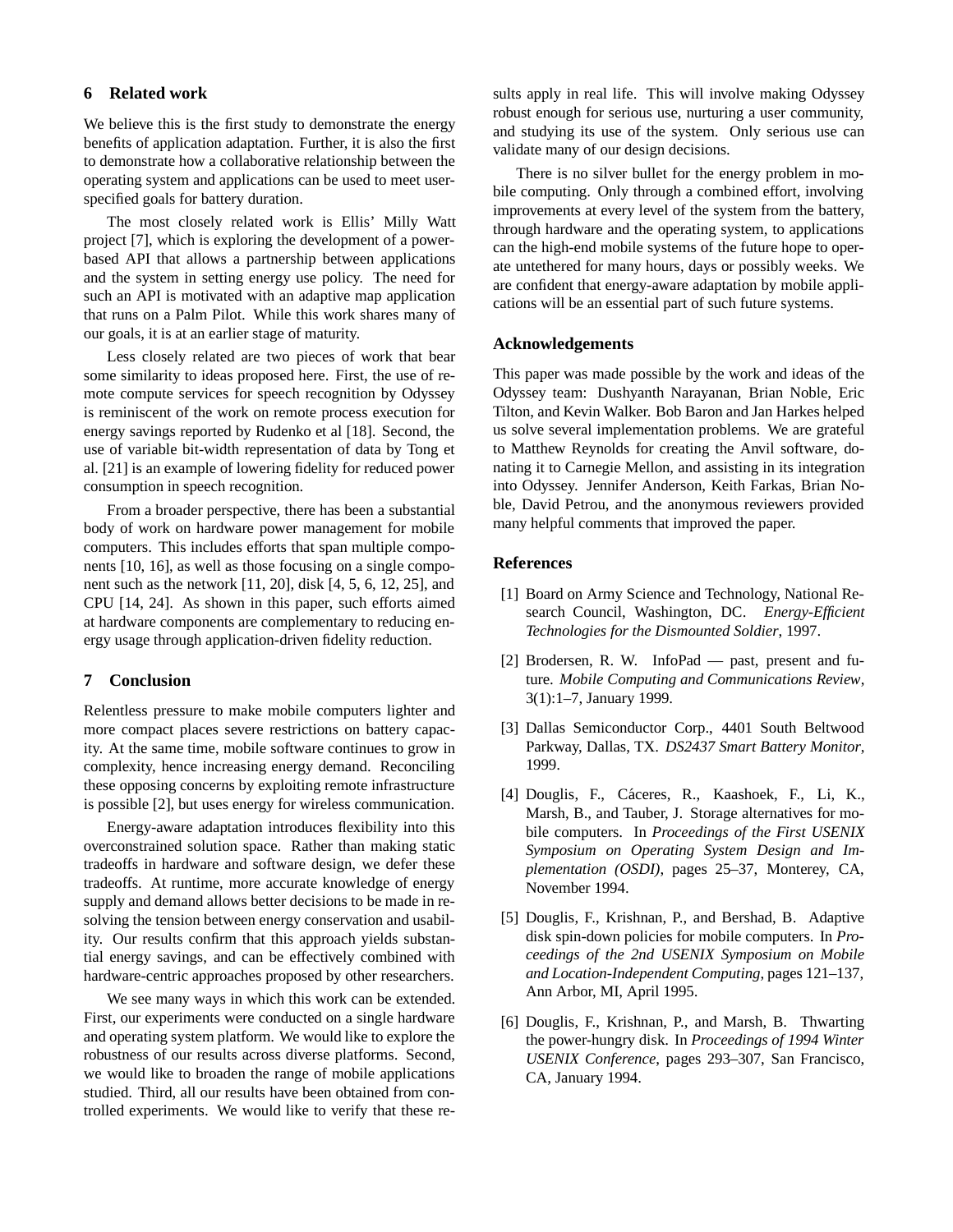## 6 Related work

We believe this is the first study to demonstrate the energy benefits of application adaptation. Further, it is also the first to demonstrate how a collaborative relationship between the operating system and applications can be used to meet user-specified goals for battery duration.

The most closely related work is Ellis' Milly Watt project [7], which is exploring the development of a power-based API that allows a partnership between applications and the system in setting energy use policy. The need for such an API is motivated with an adaptive map application that runs on a Palm Pilot. While this work shares many of our goals, it is at an earlier stage of maturity.

Less closely related are two pieces of work that bear some similarity to ideas proposed here. First, the use of remote compute services for speech recognition by Odyssey is reminiscent of the work on remote process execution for energy savings reported by Rudenko et al [18]. Second, the use of variable bit-width representation of data by Tong et al. [21] is an example of lowering fidelity for reduced power consumption in speech recognition.

From a broader perspective, there has been a substantial body of work on hardware power management for mobile computers. This includes efforts that span multiple components [10, 16], as well as those focusing on a single component such as the network [11, 20], disk [4, 5, 6, 12, 25], and CPU [14, 24]. As shown in this paper, such efforts aimed at hardware components are complementary to reducing energy usage through application-driven fidelity reduction.

## 7 Conclusion

Relentless pressure to make mobile computers lighter and more compact places severe restrictions on battery capacity. At the same time, mobile software continues to grow in complexity, hence increasing energy demand. Reconciling these opposing concerns by exploiting remote infrastructure is possible [2], but uses energy for wireless communication.

Energy-aware adaptation introduces flexibility into this overconstrained solution space. Rather than making static tradeoffs in hardware and software design, we defer these tradeoffs. At runtime, more accurate knowledge of energy supply and demand allows better decisions to be made in resolving the tension between energy conservation and usability. Our results confirm that this approach yields substantial energy savings, and can be effectively combined with hardware-centric approaches proposed by other researchers.

We see many ways in which this work can be extended. First, our experiments were conducted on a single hardware and operating system platform. We would like to explore the robustness of our results across diverse platforms. Second, we would like to broaden the range of mobile applications studied. Third, all our results have been obtained from controlled experiments. We would like to verify that these results apply in real life. This will involve making Odyssey robust enough for serious use, nurturing a user community, and studying its use of the system. Only serious use can validate many of our design decisions.

There is no silver bullet for the energy problem in mobile computing. Only through a combined effort, involving improvements at every level of the system from the battery, through hardware and the operating system, to applications can the high-end mobile systems of the future hope to operate untethered for many hours, days or possibly weeks. We are confident that energy-aware adaptation by mobile applications will be an essential part of such future systems.

## Acknowledgements

This paper was made possible by the work and ideas of the Odyssey team: Dushyanth Narayanan, Brian Noble, Eric Tilton, and Kevin Walker. Bob Baron and Jan Harkes helped us solve several implementation problems. We are grateful to Matthew Reynolds for creating the Anvil software, donating it to Carnegie Mellon, and assisting in its integration into Odyssey. Jennifer Anderson, Keith Farkas, Brian Noble, David Petrou, and the anonymous reviewers provided many helpful comments that improved the paper.

## References

[1] Board on Army Science and Technology, National Research Council, Washington, DC. *Energy-Efficient Technologies for the Dismounted Soldier*, 1997.

[2] Brodersen, R. W. InfoPad — past, present and future. *Mobile Computing and Communications Review*, 3(1):1–7, January 1999.

[3] Dallas Semiconductor Corp., 4401 South Beltwood Parkway, Dallas, TX. *DS2437 Smart Battery Monitor*, 1999.

[4] Douglis, F., Cáceres, R., Kaashoek, F., Li, K., Marsh, B., and Tauber, J. Storage alternatives for mobile computers. In *Proceedings of the First USENIX Symposium on Operating System Design and Implementation (OSDI)*, pages 25–37, Monterey, CA, November 1994.

[5] Douglis, F., Krishnan, P., and Bershad, B. Adaptive disk spin-down policies for mobile computers. In *Proceedings of the 2nd USENIX Symposium on Mobile and Location-Independent Computing*, pages 121–137, Ann Arbor, MI, April 1995.

[6] Douglis, F., Krishnan, P., and Marsh, B. Thwarting the power-hungry disk. In *Proceedings of 1994 Winter USENIX Conference*, pages 293–307, San Francisco, CA, January 1994.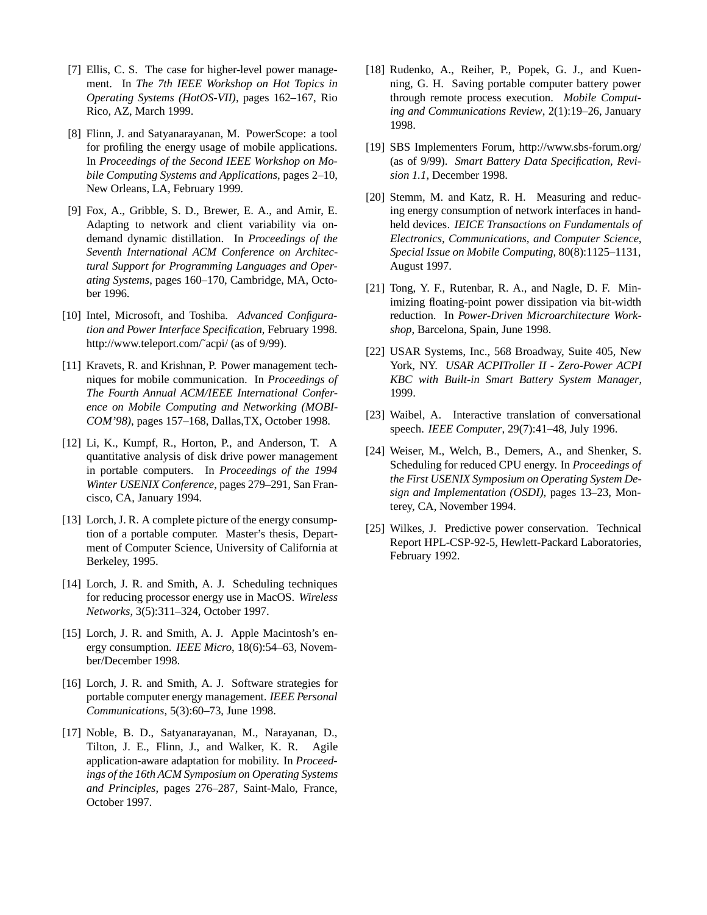[7] Ellis, C. S. The case for higher-level power management. In *The 7th IEEE Workshop on Hot Topics in Operating Systems (HotOS-VII)*, pages 162–167, Rio Rico, AZ, March 1999.

[8] Flinn, J. and Satyanarayanan, M. PowerScope: a tool for profiling the energy usage of mobile applications. In *Proceedings of the Second IEEE Workshop on Mobile Computing Systems and Applications*, pages 2–10, New Orleans, LA, February 1999.

[9] Fox, A., Gribble, S. D., Brewer, E. A., and Amir, E. Adapting to network and client variability via on-demand dynamic distillation. In *Proceedings of the Seventh International ACM Conference on Architectural Support for Programming Languages and Operating Systems*, pages 160–170, Cambridge, MA, October 1996.

[10] Intel, Microsoft, and Toshiba. *Advanced Configuration and Power Interface Specification*, February 1998. http://www.teleport.com/~acpi/ (as of 9/99).

[11] Kravets, R. and Krishnan, P. Power management techniques for mobile communication. In *Proceedings of The Fourth Annual ACM/IEEE International Conference on Mobile Computing and Networking (MOBICOM'98)*, pages 157–168, Dallas,TX, October 1998.

[12] Li, K., Kumpf, R., Horton, P., and Anderson, T. A quantitative analysis of disk drive power management in portable computers. In *Proceedings of the 1994 Winter USENIX Conference*, pages 279–291, San Francisco, CA, January 1994.

[13] Lorch, J. R. A complete picture of the energy consumption of a portable computer. Master's thesis, Department of Computer Science, University of California at Berkeley, 1995.

[14] Lorch, J. R. and Smith, A. J. Scheduling techniques for reducing processor energy use in MacOS. *Wireless Networks*, 3(5):311–324, October 1997.

[15] Lorch, J. R. and Smith, A. J. Apple Macintosh's energy consumption. *IEEE Micro*, 18(6):54–63, November/December 1998.

[16] Lorch, J. R. and Smith, A. J. Software strategies for portable computer energy management. *IEEE Personal Communications*, 5(3):60–73, June 1998.

[17] Noble, B. D., Satyanarayanan, M., Narayanan, D., Tilton, J. E., Flinn, J., and Walker, K. R. Agile application-aware adaptation for mobility. In *Proceedings of the 16th ACM Symposium on Operating Systems and Principles*, pages 276–287, Saint-Malo, France, October 1997.

[18] Rudenko, A., Reiher, P., Popek, G. J., and Kuenning, G. H. Saving portable computer battery power through remote process execution. *Mobile Computing and Communications Review*, 2(1):19–26, January 1998.

[19] SBS Implementers Forum, http://www.sbs-forum.org/ (as of 9/99). *Smart Battery Data Specification, Revision 1.1*, December 1998.

[20] Stemm, M. and Katz, R. H. Measuring and reducing energy consumption of network interfaces in handheld devices. *IEICE Transactions on Fundamentals of Electronics, Communications, and Computer Science, Special Issue on Mobile Computing*, 80(8):1125–1131, August 1997.

[21] Tong, Y. F., Rutenbar, R. A., and Nagle, D. F. Minimizing floating-point power dissipation via bit-width reduction. In *Power-Driven Microarchitecture Workshop*, Barcelona, Spain, June 1998.

[22] USAR Systems, Inc., 568 Broadway, Suite 405, New York, NY. *USAR ACPITroller II - Zero-Power ACPI KBC with Built-in Smart Battery System Manager*, 1999.

[23] Waibel, A. Interactive translation of conversational speech. *IEEE Computer*, 29(7):41–48, July 1996.

[24] Weiser, M., Welch, B., Demers, A., and Shenker, S. Scheduling for reduced CPU energy. In *Proceedings of the First USENIX Symposium on Operating System Design and Implementation (OSDI)*, pages 13–23, Monterey, CA, November 1994.

[25] Wilkes, J. Predictive power conservation. Technical Report HPL-CSP-92-5, Hewlett-Packard Laboratories, February 1992.